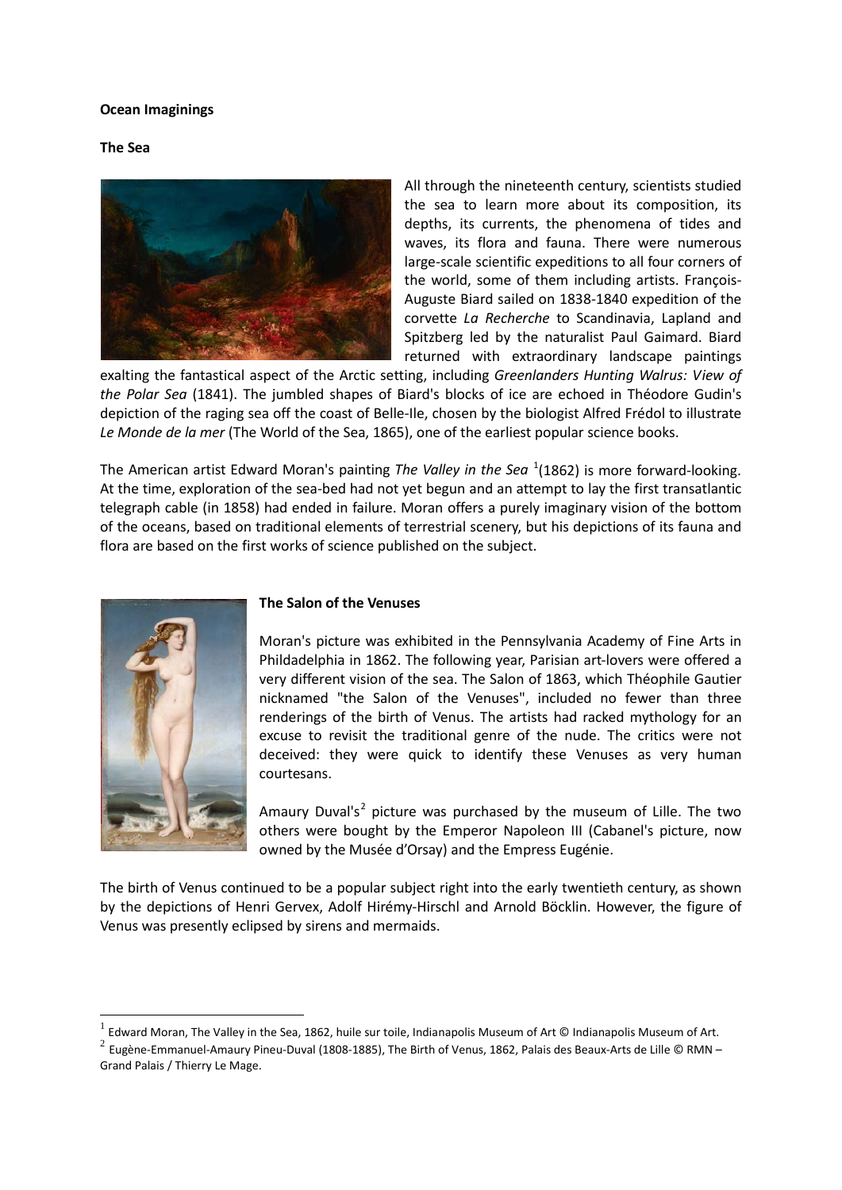**Ocean Imaginings**

**The Sea**

All through the nineteenth century, scientists studied the sea to learn more about its composition, its depths, its currents, the phenomena of tides and waves, its flora and fauna. There were numerous large-scale scientific expeditions to all four corners of the world, some of them including artists. François-Auguste Biard sailed on 1838-1840 expedition of the corvette *La Recherche* to Scandinavia, Lapland and Spitzberg led by the naturalist Paul Gaimard. Biard returned with extraordinary landscape paintings exalting the fantastical aspect of the Arctic setting, including *Greenlanders Hunting Walrus: View of the Polar Sea* (1841). The jumbled shapes of Biard's blocks of ice are echoed in Théodore Gudin's depiction of the raging sea off the coast of Belle-Ile, chosen by the biologist Alfred Frédol to illustrate *Le Monde de la mer* (The World of the Sea, 1865), one of the earliest popular science books.

The American artist Edward Moran's painting *The Valley in the Sea* [1](1862) is more forward-looking. At the time, exploration of the sea-bed had not yet begun and an attempt to lay the first transatlantic telegraph cable (in 1858) had ended in failure. Moran offers a purely imaginary vision of the bottom of the oceans, based on traditional elements of terrestrial scenery, but his depictions of its fauna and flora are based on the first works of science published on the subject.

**The Salon of the Venuses**

Moran's picture was exhibited in the Pennsylvania Academy of Fine Arts in Phildadelphia in 1862. The following year, Parisian art-lovers were offered a very different vision of the sea. The Salon of 1863, which Théophile Gautier nicknamed "the Salon of the Venuses", included no fewer than three renderings of the birth of Venus. The artists had racked mythology for an excuse to revisit the traditional genre of the nude. The critics were not deceived: they were quick to identify these Venuses as very human courtesans.

Amaury Duval's[2] picture was purchased by the museum of Lille. The two others were bought by the Emperor Napoleon III (Cabanel's picture, now owned by the Musée d'Orsay) and the Empress Eugénie.

The birth of Venus continued to be a popular subject right into the early twentieth century, as shown by the depictions of Henri Gervex, Adolf Hirémy-Hirschl and Arnold Böcklin. However, the figure of Venus was presently eclipsed by sirens and mermaids.

[1] Edward Moran, The Valley in the Sea, 1862, huile sur toile, Indianapolis Museum of Art © Indianapolis Museum of Art.

[2] Eugène-Emmanuel-Amaury Pineu-Duval (1808-1885), The Birth of Venus, 1862, Palais des Beaux-Arts de Lille © RMN – Grand Palais / Thierry Le Mage.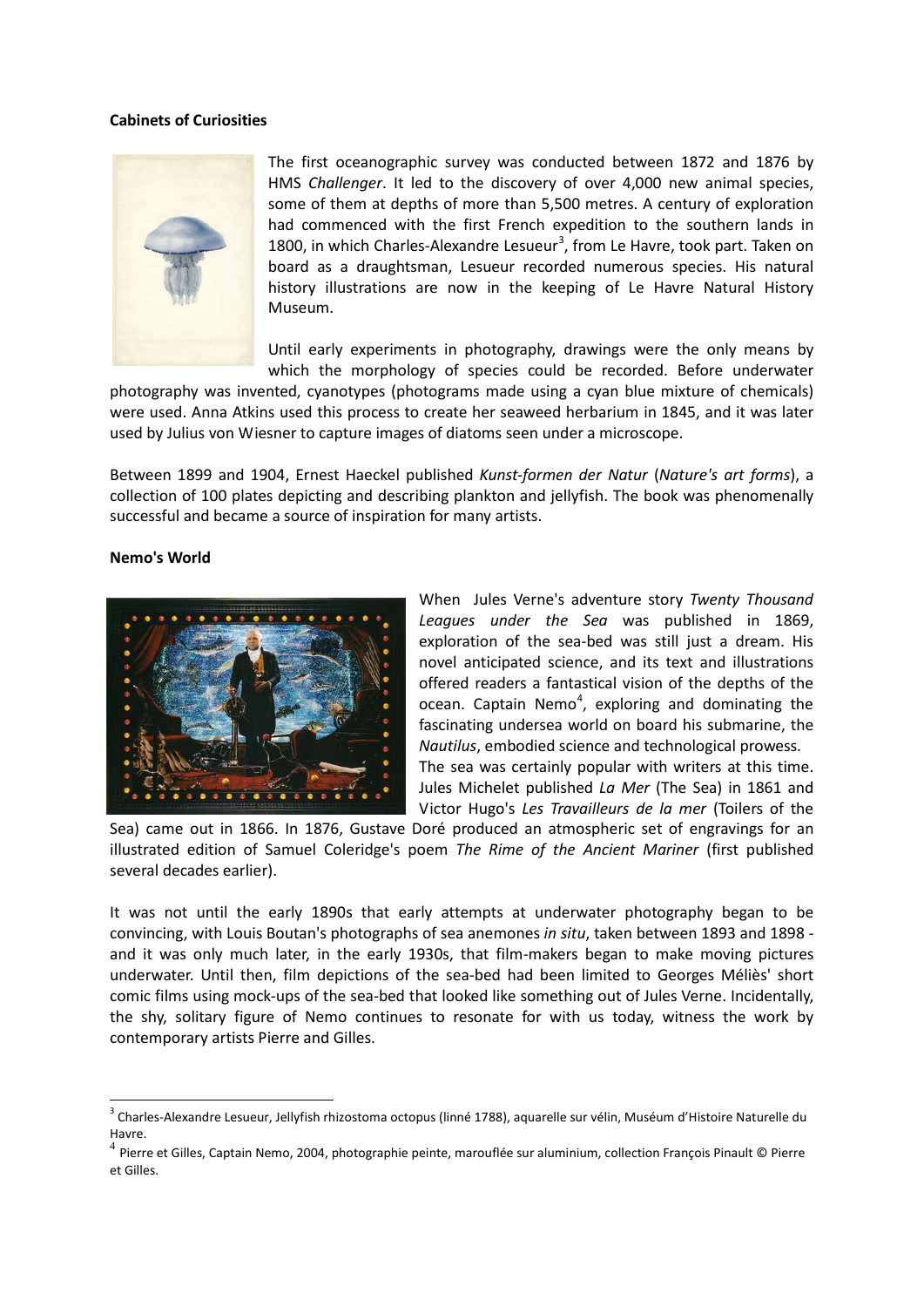**Cabinets of Curiosities**

The first oceanographic survey was conducted between 1872 and 1876 by HMS *Challenger*. It led to the discovery of over 4,000 new animal species, some of them at depths of more than 5,500 metres. A century of exploration had commenced with the first French expedition to the southern lands in 1800, in which Charles-Alexandre Lesueur[3], from Le Havre, took part. Taken on board as a draughtsman, Lesueur recorded numerous species. His natural history illustrations are now in the keeping of Le Havre Natural History Museum.

Until early experiments in photography, drawings were the only means by which the morphology of species could be recorded. Before underwater photography was invented, cyanotypes (photograms made using a cyan blue mixture of chemicals) were used. Anna Atkins used this process to create her seaweed herbarium in 1845, and it was later used by Julius von Wiesner to capture images of diatoms seen under a microscope.

Between 1899 and 1904, Ernest Haeckel published *Kunst-formen der Natur* (*Nature's art forms*), a collection of 100 plates depicting and describing plankton and jellyfish. The book was phenomenally successful and became a source of inspiration for many artists.

**Nemo's World**

When Jules Verne's adventure story *Twenty Thousand Leagues under the Sea* was published in 1869, exploration of the sea-bed was still just a dream. His novel anticipated science, and its text and illustrations offered readers a fantastical vision of the depths of the ocean. Captain Nemo[4], exploring and dominating the fascinating undersea world on board his submarine, the *Nautilus*, embodied science and technological prowess. The sea was certainly popular with writers at this time. Jules Michelet published *La Mer* (The Sea) in 1861 and Victor Hugo's *Les Travailleurs de la mer* (Toilers of the Sea) came out in 1866. In 1876, Gustave Doré produced an atmospheric set of engravings for an illustrated edition of Samuel Coleridge's poem *The Rime of the Ancient Mariner* (first published several decades earlier).

It was not until the early 1890s that early attempts at underwater photography began to be convincing, with Louis Boutan's photographs of sea anemones *in situ*, taken between 1893 and 1898 - and it was only much later, in the early 1930s, that film-makers began to make moving pictures underwater. Until then, film depictions of the sea-bed had been limited to Georges Méliès' short comic films using mock-ups of the sea-bed that looked like something out of Jules Verne. Incidentally, the shy, solitary figure of Nemo continues to resonate for with us today, witness the work by contemporary artists Pierre and Gilles.

---

[3] Charles-Alexandre Lesueur, Jellyfish rhizostoma octopus (linné 1788), aquarelle sur vélin, Muséum d'Histoire Naturelle du Havre.

[4] Pierre et Gilles, Captain Nemo, 2004, photographie peinte, marouflée sur aluminium, collection François Pinault © Pierre et Gilles.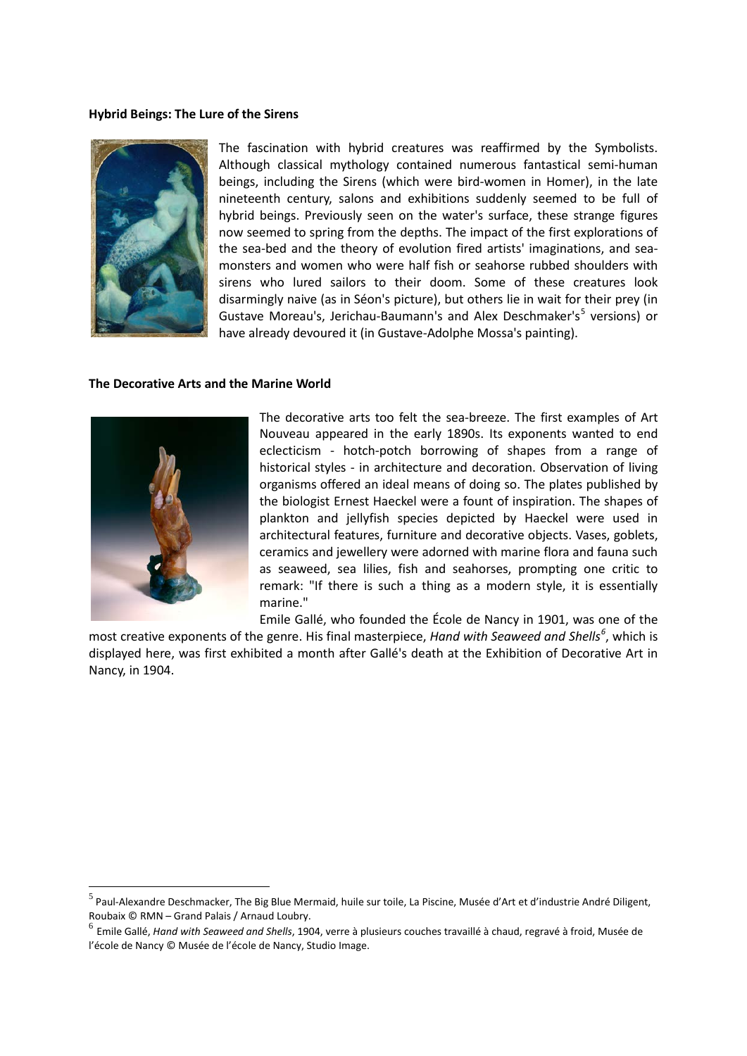**Hybrid Beings: The Lure of the Sirens**

The fascination with hybrid creatures was reaffirmed by the Symbolists. Although classical mythology contained numerous fantastical semi-human beings, including the Sirens (which were bird-women in Homer), in the late nineteenth century, salons and exhibitions suddenly seemed to be full of hybrid beings. Previously seen on the water's surface, these strange figures now seemed to spring from the depths. The impact of the first explorations of the sea-bed and the theory of evolution fired artists' imaginations, and sea-monsters and women who were half fish or seahorse rubbed shoulders with sirens who lured sailors to their doom. Some of these creatures look disarmingly naive (as in Séon's picture), but others lie in wait for their prey (in Gustave Moreau's, Jerichau-Baumann's and Alex Deschmaker's[5] versions) or have already devoured it (in Gustave-Adolphe Mossa's painting).

**The Decorative Arts and the Marine World**

The decorative arts too felt the sea-breeze. The first examples of Art Nouveau appeared in the early 1890s. Its exponents wanted to end eclecticism - hotch-potch borrowing of shapes from a range of historical styles - in architecture and decoration. Observation of living organisms offered an ideal means of doing so. The plates published by the biologist Ernest Haeckel were a fount of inspiration. The shapes of plankton and jellyfish species depicted by Haeckel were used in architectural features, furniture and decorative objects. Vases, goblets, ceramics and jewellery were adorned with marine flora and fauna such as seaweed, sea lilies, fish and seahorses, prompting one critic to remark: "If there is such a thing as a modern style, it is essentially marine."

Emile Gallé, who founded the École de Nancy in 1901, was one of the most creative exponents of the genre. His final masterpiece, *Hand with Seaweed and Shells*[6], which is displayed here, was first exhibited a month after Gallé's death at the Exhibition of Decorative Art in Nancy, in 1904.

---

[5] Paul-Alexandre Deschmacker, The Big Blue Mermaid, huile sur toile, La Piscine, Musée d'Art et d'industrie André Diligent, Roubaix © RMN – Grand Palais / Arnaud Loubry.

[6] Emile Gallé, *Hand with Seaweed and Shells*, 1904, verre à plusieurs couches travaillé à chaud, regravé à froid, Musée de l'école de Nancy © Musée de l'école de Nancy, Studio Image.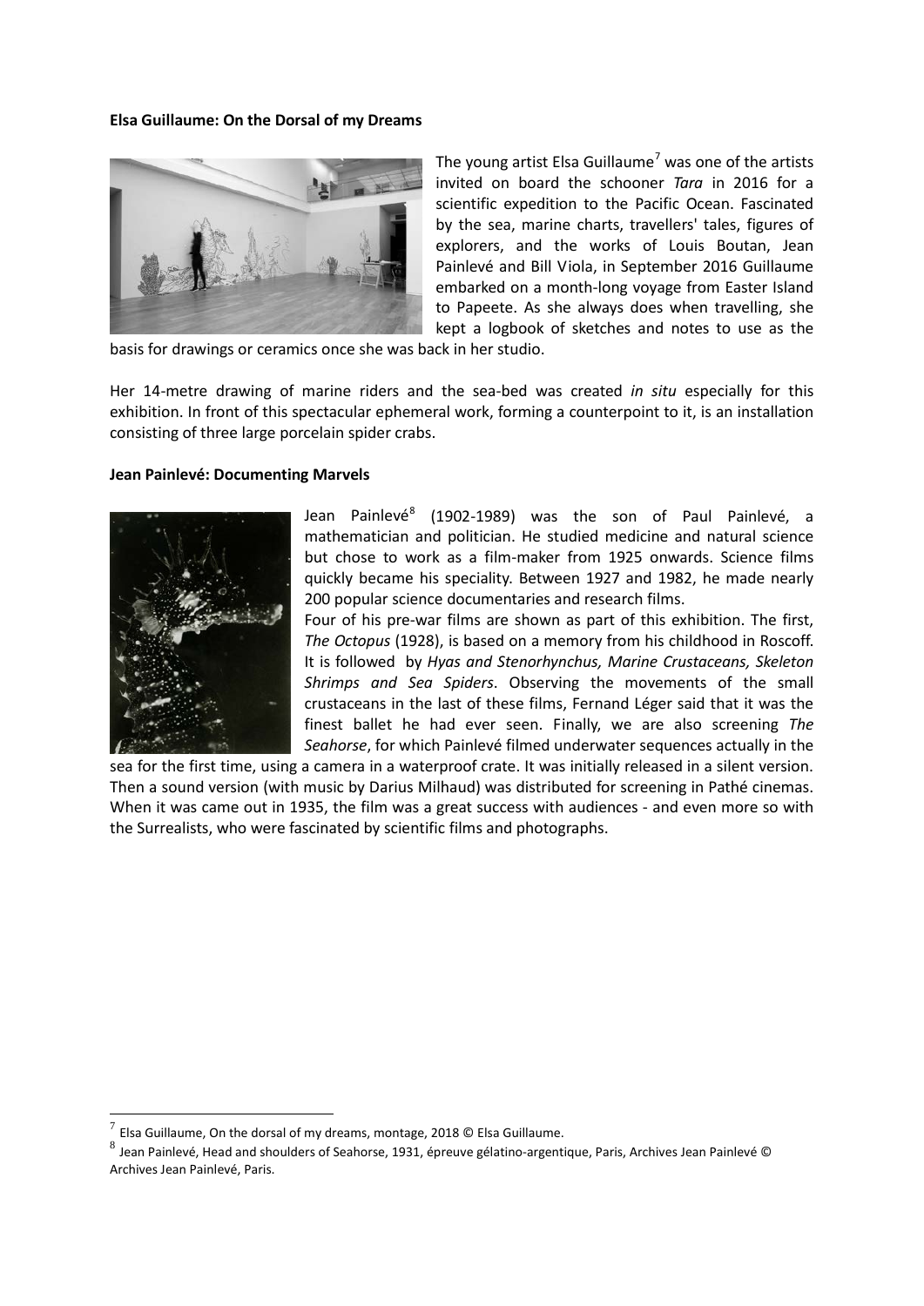**Elsa Guillaume: On the Dorsal of my Dreams**

The young artist Elsa Guillaume[7] was one of the artists invited on board the schooner *Tara* in 2016 for a scientific expedition to the Pacific Ocean. Fascinated by the sea, marine charts, travellers' tales, figures of explorers, and the works of Louis Boutan, Jean Painlevé and Bill Viola, in September 2016 Guillaume embarked on a month-long voyage from Easter Island to Papeete. As she always does when travelling, she kept a logbook of sketches and notes to use as the basis for drawings or ceramics once she was back in her studio.

Her 14-metre drawing of marine riders and the sea-bed was created *in situ* especially for this exhibition. In front of this spectacular ephemeral work, forming a counterpoint to it, is an installation consisting of three large porcelain spider crabs.

**Jean Painlevé: Documenting Marvels**

Jean Painlevé[8] (1902-1989) was the son of Paul Painlevé, a mathematician and politician. He studied medicine and natural science but chose to work as a film-maker from 1925 onwards. Science films quickly became his speciality. Between 1927 and 1982, he made nearly 200 popular science documentaries and research films.

Four of his pre-war films are shown as part of this exhibition. The first, *The Octopus* (1928), is based on a memory from his childhood in Roscoff. It is followed by *Hyas and Stenorhynchus, Marine Crustaceans, Skeleton Shrimps and Sea Spiders*. Observing the movements of the small crustaceans in the last of these films, Fernand Léger said that it was the finest ballet he had ever seen. Finally, we are also screening *The Seahorse*, for which Painlevé filmed underwater sequences actually in the sea for the first time, using a camera in a waterproof crate. It was initially released in a silent version. Then a sound version (with music by Darius Milhaud) was distributed for screening in Pathé cinemas. When it was came out in 1935, the film was a great success with audiences - and even more so with the Surrealists, who were fascinated by scientific films and photographs.

---

[7] Elsa Guillaume, On the dorsal of my dreams, montage, 2018 © Elsa Guillaume.

[8] Jean Painlevé, Head and shoulders of Seahorse, 1931, épreuve gélatino-argentique, Paris, Archives Jean Painlevé © Archives Jean Painlevé, Paris.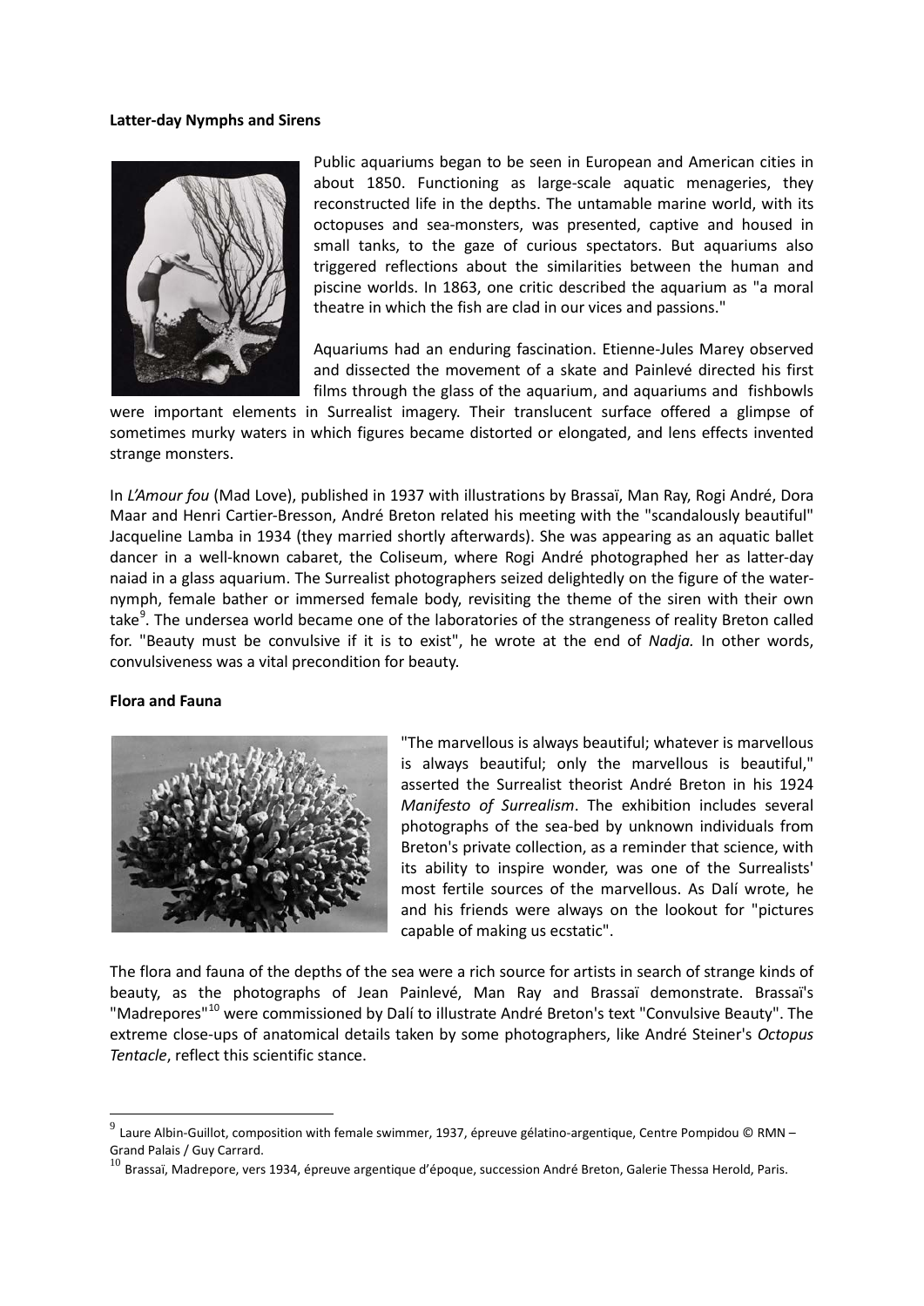**Latter-day Nymphs and Sirens**

Public aquariums began to be seen in European and American cities in about 1850. Functioning as large-scale aquatic menageries, they reconstructed life in the depths. The untamable marine world, with its octopuses and sea-monsters, was presented, captive and housed in small tanks, to the gaze of curious spectators. But aquariums also triggered reflections about the similarities between the human and piscine worlds. In 1863, one critic described the aquarium as "a moral theatre in which the fish are clad in our vices and passions."

Aquariums had an enduring fascination. Etienne-Jules Marey observed and dissected the movement of a skate and Painlevé directed his first films through the glass of the aquarium, and aquariums and fishbowls were important elements in Surrealist imagery. Their translucent surface offered a glimpse of sometimes murky waters in which figures became distorted or elongated, and lens effects invented strange monsters.

In *L'Amour fou* (Mad Love), published in 1937 with illustrations by Brassaï, Man Ray, Rogi André, Dora Maar and Henri Cartier-Bresson, André Breton related his meeting with the "scandalously beautiful" Jacqueline Lamba in 1934 (they married shortly afterwards). She was appearing as an aquatic ballet dancer in a well-known cabaret, the Coliseum, where Rogi André photographed her as latter-day naiad in a glass aquarium. The Surrealist photographers seized delightedly on the figure of the water-nymph, female bather or immersed female body, revisiting the theme of the siren with their own take[9]. The undersea world became one of the laboratories of the strangeness of reality Breton called for. "Beauty must be convulsive if it is to exist", he wrote at the end of *Nadja.* In other words, convulsiveness was a vital precondition for beauty.

**Flora and Fauna**

"The marvellous is always beautiful; whatever is marvellous is always beautiful; only the marvellous is beautiful," asserted the Surrealist theorist André Breton in his 1924 *Manifesto of Surrealism*. The exhibition includes several photographs of the sea-bed by unknown individuals from Breton's private collection, as a reminder that science, with its ability to inspire wonder, was one of the Surrealists' most fertile sources of the marvellous. As Dalí wrote, he and his friends were always on the lookout for "pictures capable of making us ecstatic".

The flora and fauna of the depths of the sea were a rich source for artists in search of strange kinds of beauty, as the photographs of Jean Painlevé, Man Ray and Brassaï demonstrate. Brassaï's "Madrepores"[10] were commissioned by Dalí to illustrate André Breton's text "Convulsive Beauty". The extreme close-ups of anatomical details taken by some photographers, like André Steiner's *Octopus Tentacle*, reflect this scientific stance.

---

[9] Laure Albin-Guillot, composition with female swimmer, 1937, épreuve gélatino-argentique, Centre Pompidou © RMN – Grand Palais / Guy Carrard.

[10] Brassaï, Madrepore, vers 1934, épreuve argentique d'époque, succession André Breton, Galerie Thessa Herold, Paris.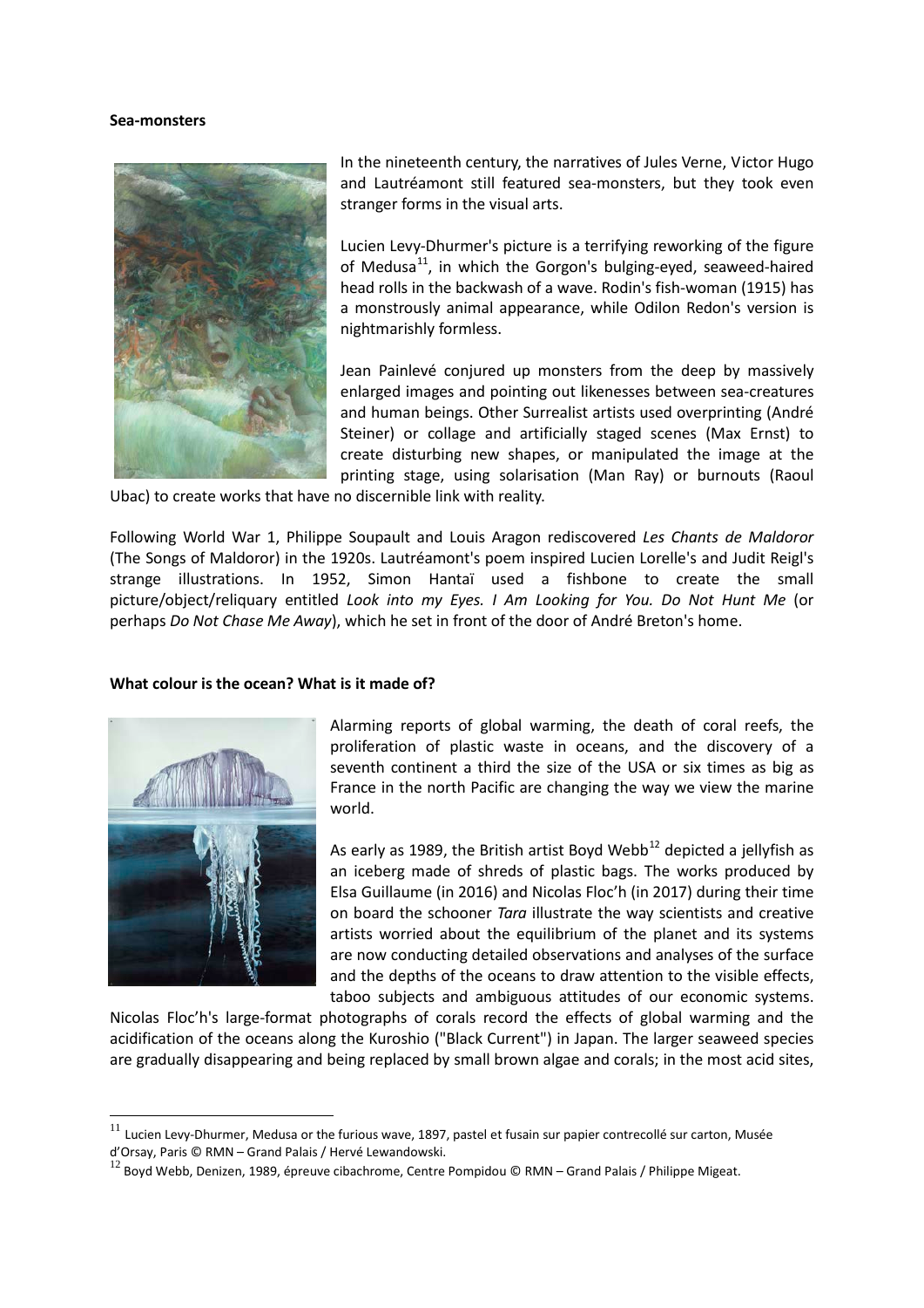**Sea-monsters**

In the nineteenth century, the narratives of Jules Verne, Victor Hugo and Lautréamont still featured sea-monsters, but they took even stranger forms in the visual arts.

Lucien Levy-Dhurmer's picture is a terrifying reworking of the figure of Medusa[11], in which the Gorgon's bulging-eyed, seaweed-haired head rolls in the backwash of a wave. Rodin's fish-woman (1915) has a monstrously animal appearance, while Odilon Redon's version is nightmarishly formless.

Jean Painlevé conjured up monsters from the deep by massively enlarged images and pointing out likenesses between sea-creatures and human beings. Other Surrealist artists used overprinting (André Steiner) or collage and artificially staged scenes (Max Ernst) to create disturbing new shapes, or manipulated the image at the printing stage, using solarisation (Man Ray) or burnouts (Raoul Ubac) to create works that have no discernible link with reality.

Following World War 1, Philippe Soupault and Louis Aragon rediscovered *Les Chants de Maldoror* (The Songs of Maldoror) in the 1920s. Lautréamont's poem inspired Lucien Lorelle's and Judit Reigl's strange illustrations. In 1952, Simon Hantaï used a fishbone to create the small picture/object/reliquary entitled *Look into my Eyes. I Am Looking for You. Do Not Hunt Me* (or perhaps *Do Not Chase Me Away*), which he set in front of the door of André Breton's home.

**What colour is the ocean? What is it made of?**

Alarming reports of global warming, the death of coral reefs, the proliferation of plastic waste in oceans, and the discovery of a seventh continent a third the size of the USA or six times as big as France in the north Pacific are changing the way we view the marine world.

As early as 1989, the British artist Boyd Webb[12] depicted a jellyfish as an iceberg made of shreds of plastic bags. The works produced by Elsa Guillaume (in 2016) and Nicolas Floc'h (in 2017) during their time on board the schooner *Tara* illustrate the way scientists and creative artists worried about the equilibrium of the planet and its systems are now conducting detailed observations and analyses of the surface and the depths of the oceans to draw attention to the visible effects, taboo subjects and ambiguous attitudes of our economic systems. Nicolas Floc'h's large-format photographs of corals record the effects of global warming and the acidification of the oceans along the Kuroshio ("Black Current") in Japan. The larger seaweed species are gradually disappearing and being replaced by small brown algae and corals; in the most acid sites,

[11] Lucien Levy-Dhurmer, Medusa or the furious wave, 1897, pastel et fusain sur papier contrecollé sur carton, Musée d'Orsay, Paris © RMN – Grand Palais / Hervé Lewandowski.

[12] Boyd Webb, Denizen, 1989, épreuve cibachrome, Centre Pompidou © RMN – Grand Palais / Philippe Migeat.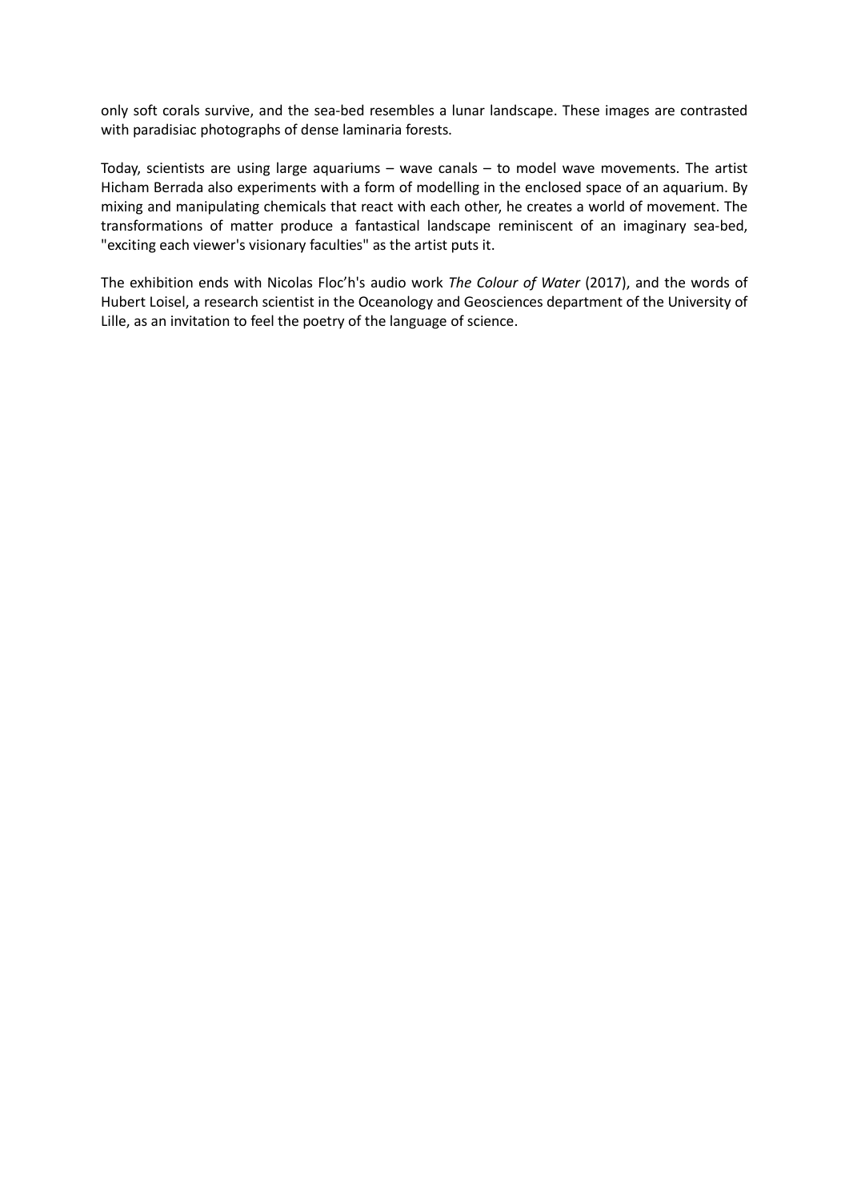only soft corals survive, and the sea-bed resembles a lunar landscape. These images are contrasted with paradisiac photographs of dense laminaria forests.

Today, scientists are using large aquariums – wave canals – to model wave movements. The artist Hicham Berrada also experiments with a form of modelling in the enclosed space of an aquarium. By mixing and manipulating chemicals that react with each other, he creates a world of movement. The transformations of matter produce a fantastical landscape reminiscent of an imaginary sea-bed, "exciting each viewer's visionary faculties" as the artist puts it.

The exhibition ends with Nicolas Floc'h's audio work *The Colour of Water* (2017), and the words of Hubert Loisel, a research scientist in the Oceanology and Geosciences department of the University of Lille, as an invitation to feel the poetry of the language of science.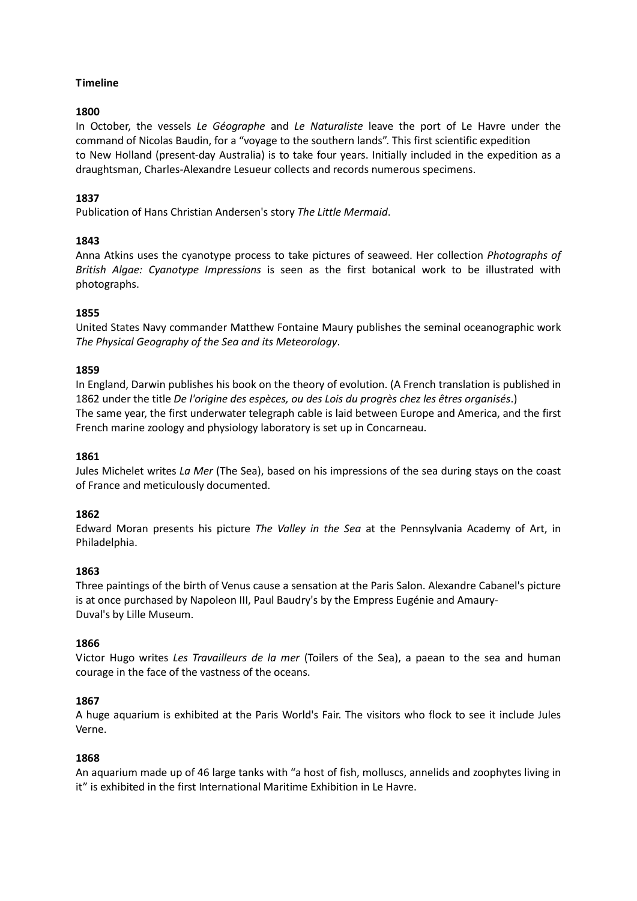**Timeline**

**1800**

In October, the vessels *Le Géographe* and *Le Naturaliste* leave the port of Le Havre under the command of Nicolas Baudin, for a "voyage to the southern lands". This first scientific expedition to New Holland (present-day Australia) is to take four years. Initially included in the expedition as a draughtsman, Charles-Alexandre Lesueur collects and records numerous specimens.

**1837**

Publication of Hans Christian Andersen's story *The Little Mermaid*.

**1843**

Anna Atkins uses the cyanotype process to take pictures of seaweed. Her collection *Photographs of British Algae: Cyanotype Impressions* is seen as the first botanical work to be illustrated with photographs.

**1855**

United States Navy commander Matthew Fontaine Maury publishes the seminal oceanographic work *The Physical Geography of the Sea and its Meteorology*.

**1859**

In England, Darwin publishes his book on the theory of evolution. (A French translation is published in 1862 under the title *De l'origine des espèces, ou des Lois du progrès chez les êtres organisés*.)
The same year, the first underwater telegraph cable is laid between Europe and America, and the first French marine zoology and physiology laboratory is set up in Concarneau.

**1861**

Jules Michelet writes *La Mer* (The Sea), based on his impressions of the sea during stays on the coast of France and meticulously documented.

**1862**

Edward Moran presents his picture *The Valley in the Sea* at the Pennsylvania Academy of Art, in Philadelphia.

**1863**

Three paintings of the birth of Venus cause a sensation at the Paris Salon. Alexandre Cabanel's picture is at once purchased by Napoleon III, Paul Baudry's by the Empress Eugénie and Amaury-Duval's by Lille Museum.

**1866**

Victor Hugo writes *Les Travailleurs de la mer* (Toilers of the Sea), a paean to the sea and human courage in the face of the vastness of the oceans.

**1867**

A huge aquarium is exhibited at the Paris World's Fair. The visitors who flock to see it include Jules Verne.

**1868**

An aquarium made up of 46 large tanks with "a host of fish, molluscs, annelids and zoophytes living in it" is exhibited in the first International Maritime Exhibition in Le Havre.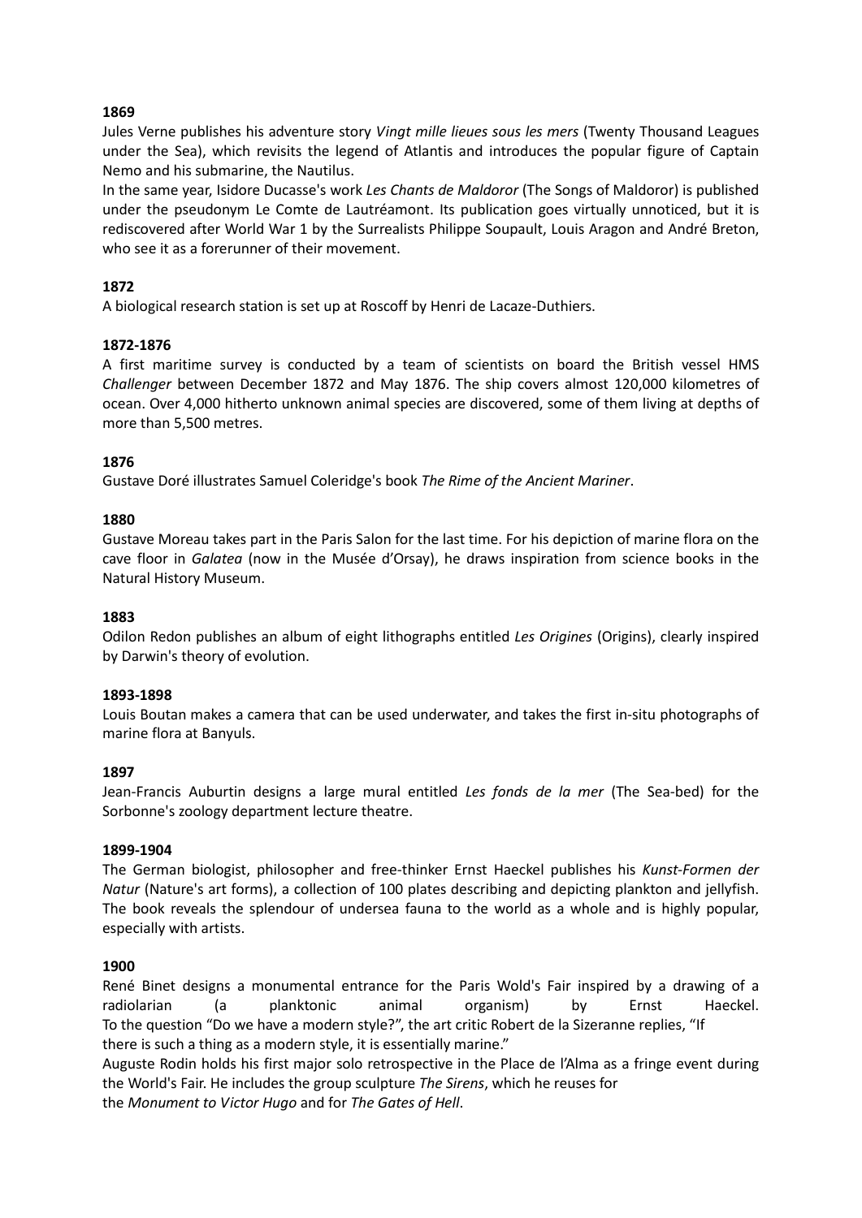**1869**

Jules Verne publishes his adventure story *Vingt mille lieues sous les mers* (Twenty Thousand Leagues under the Sea), which revisits the legend of Atlantis and introduces the popular figure of Captain Nemo and his submarine, the Nautilus.

In the same year, Isidore Ducasse's work *Les Chants de Maldoror* (The Songs of Maldoror) is published under the pseudonym Le Comte de Lautréamont. Its publication goes virtually unnoticed, but it is rediscovered after World War 1 by the Surrealists Philippe Soupault, Louis Aragon and André Breton, who see it as a forerunner of their movement.

**1872**

A biological research station is set up at Roscoff by Henri de Lacaze-Duthiers.

**1872-1876**

A first maritime survey is conducted by a team of scientists on board the British vessel HMS *Challenger* between December 1872 and May 1876. The ship covers almost 120,000 kilometres of ocean. Over 4,000 hitherto unknown animal species are discovered, some of them living at depths of more than 5,500 metres.

**1876**

Gustave Doré illustrates Samuel Coleridge's book *The Rime of the Ancient Mariner*.

**1880**

Gustave Moreau takes part in the Paris Salon for the last time. For his depiction of marine flora on the cave floor in *Galatea* (now in the Musée d'Orsay), he draws inspiration from science books in the Natural History Museum.

**1883**

Odilon Redon publishes an album of eight lithographs entitled *Les Origines* (Origins), clearly inspired by Darwin's theory of evolution.

**1893-1898**

Louis Boutan makes a camera that can be used underwater, and takes the first in-situ photographs of marine flora at Banyuls.

**1897**

Jean-Francis Auburtin designs a large mural entitled *Les fonds de la mer* (The Sea-bed) for the Sorbonne's zoology department lecture theatre.

**1899-1904**

The German biologist, philosopher and free-thinker Ernst Haeckel publishes his *Kunst-Formen der Natur* (Nature's art forms), a collection of 100 plates describing and depicting plankton and jellyfish. The book reveals the splendour of undersea fauna to the world as a whole and is highly popular, especially with artists.

**1900**

René Binet designs a monumental entrance for the Paris Wold's Fair inspired by a drawing of a radiolarian (a planktonic animal organism) by Ernst Haeckel. To the question "Do we have a modern style?", the art critic Robert de la Sizeranne replies, "If there is such a thing as a modern style, it is essentially marine."

Auguste Rodin holds his first major solo retrospective in the Place de l'Alma as a fringe event during the World's Fair. He includes the group sculpture *The Sirens*, which he reuses for the *Monument to Victor Hugo* and for *The Gates of Hell*.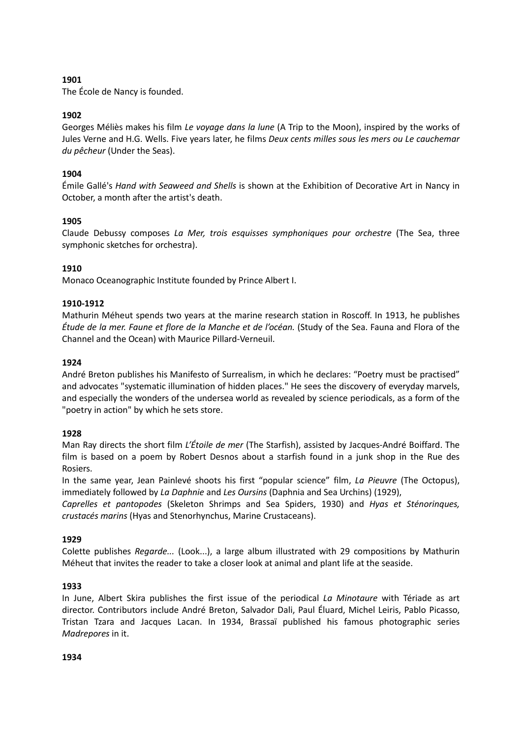**1901**

The École de Nancy is founded.

**1902**

Georges Méliès makes his film *Le voyage dans la lune* (A Trip to the Moon), inspired by the works of Jules Verne and H.G. Wells. Five years later, he films *Deux cents milles sous les mers ou Le cauchemar du pêcheur* (Under the Seas).

**1904**

Émile Gallé's *Hand with Seaweed and Shells* is shown at the Exhibition of Decorative Art in Nancy in October, a month after the artist's death.

**1905**

Claude Debussy composes *La Mer, trois esquisses symphoniques pour orchestre* (The Sea, three symphonic sketches for orchestra).

**1910**

Monaco Oceanographic Institute founded by Prince Albert I.

**1910-1912**

Mathurin Méheut spends two years at the marine research station in Roscoff. In 1913, he publishes *Étude de la mer. Faune et flore de la Manche et de l'océan.* (Study of the Sea. Fauna and Flora of the Channel and the Ocean) with Maurice Pillard-Verneuil.

**1924**

André Breton publishes his Manifesto of Surrealism, in which he declares: "Poetry must be practised" and advocates "systematic illumination of hidden places." He sees the discovery of everyday marvels, and especially the wonders of the undersea world as revealed by science periodicals, as a form of the "poetry in action" by which he sets store.

**1928**

Man Ray directs the short film *L'Étoile de mer* (The Starfish), assisted by Jacques-André Boiffard. The film is based on a poem by Robert Desnos about a starfish found in a junk shop in the Rue des Rosiers.

In the same year, Jean Painlevé shoots his first "popular science" film, *La Pieuvre* (The Octopus), immediately followed by *La Daphnie* and *Les Oursins* (Daphnia and Sea Urchins) (1929), *Caprelles et pantopodes* (Skeleton Shrimps and Sea Spiders, 1930) and *Hyas et Sténorinques, crustacés marins* (Hyas and Stenorhynchus, Marine Crustaceans).

**1929**

Colette publishes *Regarde...* (Look...), a large album illustrated with 29 compositions by Mathurin Méheut that invites the reader to take a closer look at animal and plant life at the seaside.

**1933**

In June, Albert Skira publishes the first issue of the periodical *La Minotaure* with Tériade as art director. Contributors include André Breton, Salvador Dali, Paul Éluard, Michel Leiris, Pablo Picasso, Tristan Tzara and Jacques Lacan. In 1934, Brassaï published his famous photographic series *Madrepores* in it.

**1934**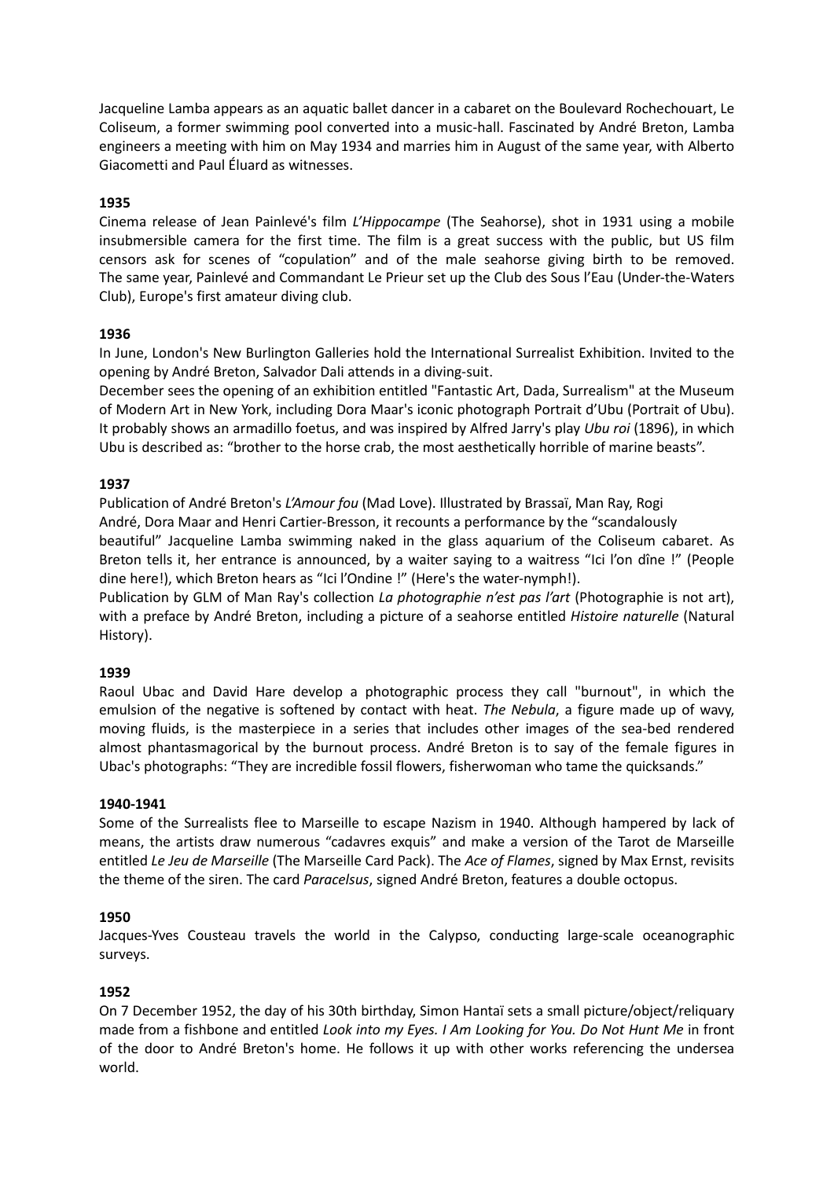Jacqueline Lamba appears as an aquatic ballet dancer in a cabaret on the Boulevard Rochechouart, Le Coliseum, a former swimming pool converted into a music-hall. Fascinated by André Breton, Lamba engineers a meeting with him on May 1934 and marries him in August of the same year, with Alberto Giacometti and Paul Éluard as witnesses.

**1935**

Cinema release of Jean Painlevé's film *L'Hippocampe* (The Seahorse), shot in 1931 using a mobile insubmersible camera for the first time. The film is a great success with the public, but US film censors ask for scenes of "copulation" and of the male seahorse giving birth to be removed. The same year, Painlevé and Commandant Le Prieur set up the Club des Sous l'Eau (Under-the-Waters Club), Europe's first amateur diving club.

**1936**

In June, London's New Burlington Galleries hold the International Surrealist Exhibition. Invited to the opening by André Breton, Salvador Dali attends in a diving-suit.

December sees the opening of an exhibition entitled "Fantastic Art, Dada, Surrealism" at the Museum of Modern Art in New York, including Dora Maar's iconic photograph Portrait d'Ubu (Portrait of Ubu). It probably shows an armadillo foetus, and was inspired by Alfred Jarry's play *Ubu roi* (1896), in which Ubu is described as: "brother to the horse crab, the most aesthetically horrible of marine beasts".

**1937**

Publication of André Breton's *L'Amour fou* (Mad Love). Illustrated by Brassaï, Man Ray, Rogi André, Dora Maar and Henri Cartier-Bresson, it recounts a performance by the "scandalously beautiful" Jacqueline Lamba swimming naked in the glass aquarium of the Coliseum cabaret. As Breton tells it, her entrance is announced, by a waiter saying to a waitress "Ici l'on dîne !" (People dine here!), which Breton hears as "Ici l'Ondine !" (Here's the water-nymph!).

Publication by GLM of Man Ray's collection *La photographie n'est pas l'art* (Photographie is not art), with a preface by André Breton, including a picture of a seahorse entitled *Histoire naturelle* (Natural History).

**1939**

Raoul Ubac and David Hare develop a photographic process they call "burnout", in which the emulsion of the negative is softened by contact with heat. *The Nebula*, a figure made up of wavy, moving fluids, is the masterpiece in a series that includes other images of the sea-bed rendered almost phantasmagorical by the burnout process. André Breton is to say of the female figures in Ubac's photographs: "They are incredible fossil flowers, fisherwoman who tame the quicksands."

**1940-1941**

Some of the Surrealists flee to Marseille to escape Nazism in 1940. Although hampered by lack of means, the artists draw numerous "cadavres exquis" and make a version of the Tarot de Marseille entitled *Le Jeu de Marseille* (The Marseille Card Pack). The *Ace of Flames*, signed by Max Ernst, revisits the theme of the siren. The card *Paracelsus*, signed André Breton, features a double octopus.

**1950**

Jacques-Yves Cousteau travels the world in the Calypso, conducting large-scale oceanographic surveys.

**1952**

On 7 December 1952, the day of his 30th birthday, Simon Hantaï sets a small picture/object/reliquary made from a fishbone and entitled *Look into my Eyes. I Am Looking for You. Do Not Hunt Me* in front of the door to André Breton's home. He follows it up with other works referencing the undersea world.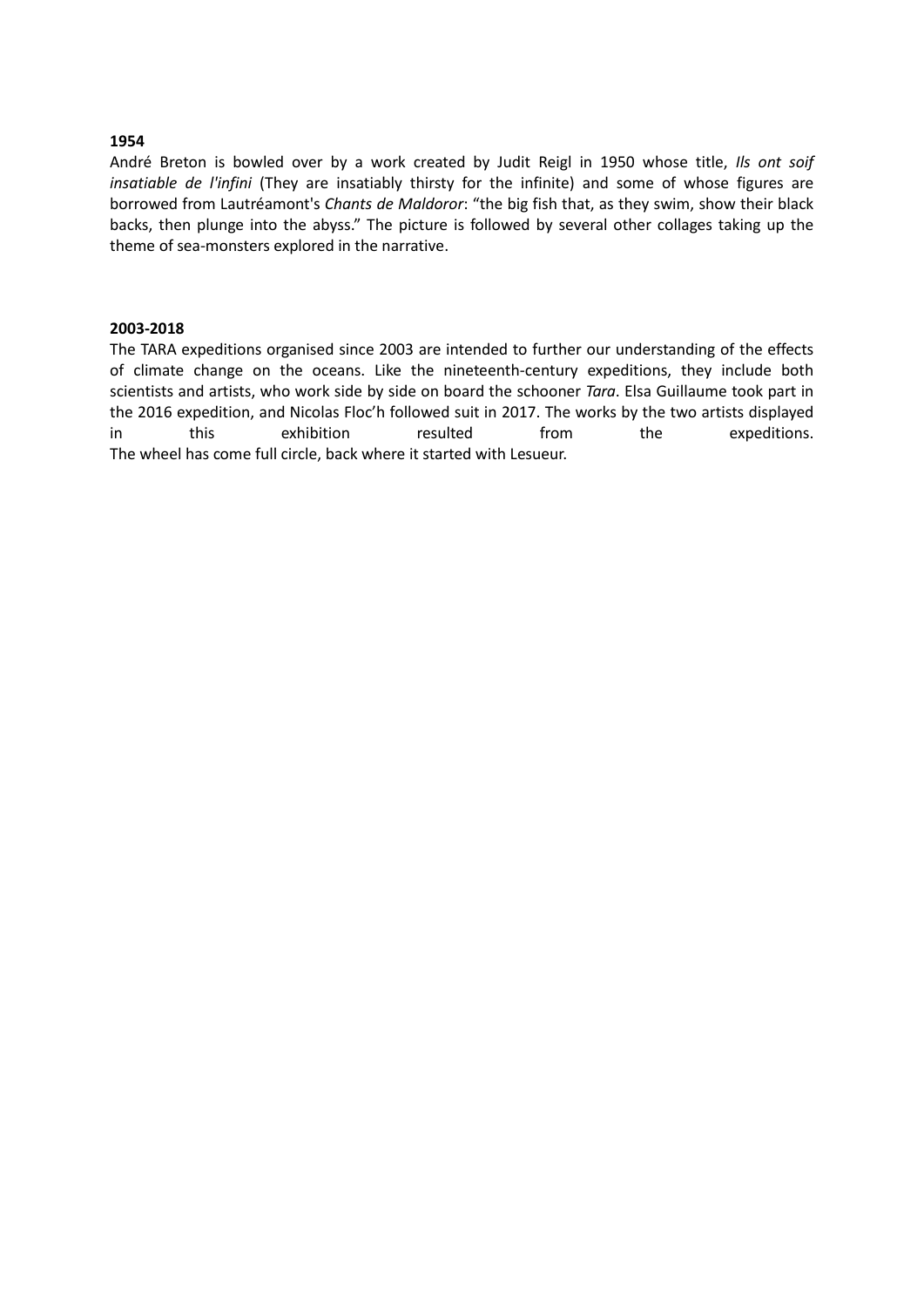**1954**

André Breton is bowled over by a work created by Judit Reigl in 1950 whose title, *Ils ont soif insatiable de l'infini* (They are insatiably thirsty for the infinite) and some of whose figures are borrowed from Lautréamont's *Chants de Maldoror*: "the big fish that, as they swim, show their black backs, then plunge into the abyss." The picture is followed by several other collages taking up the theme of sea-monsters explored in the narrative.

**2003-2018**

The TARA expeditions organised since 2003 are intended to further our understanding of the effects of climate change on the oceans. Like the nineteenth-century expeditions, they include both scientists and artists, who work side by side on board the schooner *Tara*. Elsa Guillaume took part in the 2016 expedition, and Nicolas Floc'h followed suit in 2017. The works by the two artists displayed in this exhibition resulted from the expeditions.
The wheel has come full circle, back where it started with Lesueur.